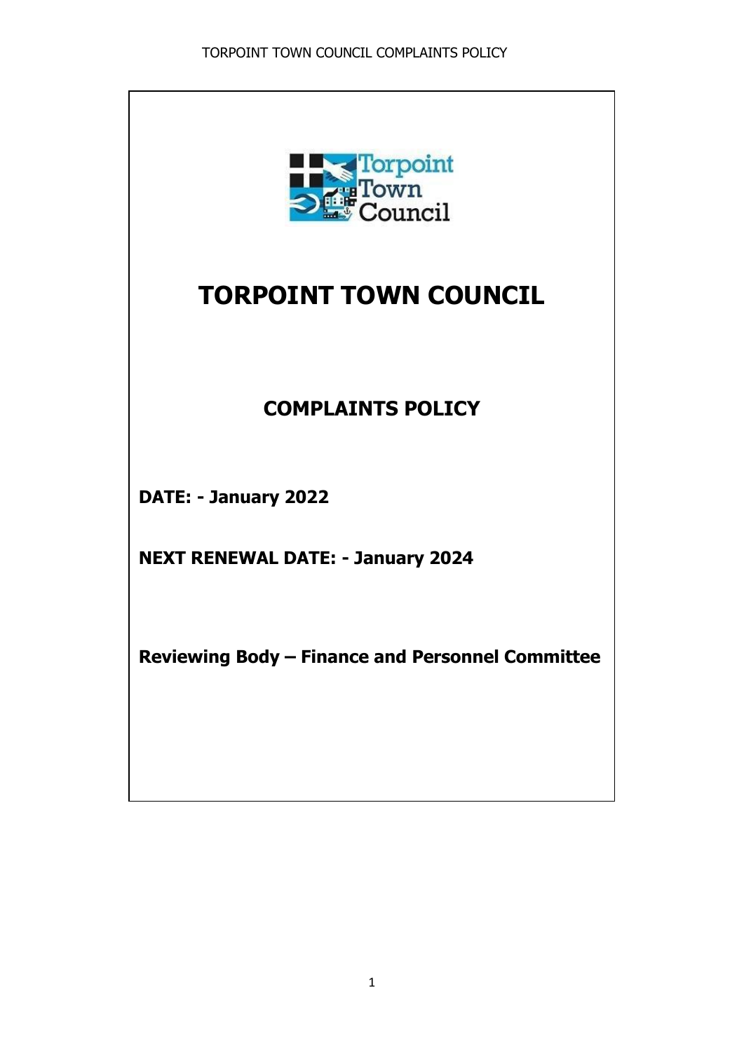# TORPOINT TOWN COUNCIL

## COMPLAINTS POLICY

**DATE: - January 2022**

**NEXT RENEWAL DATE: - January 2024**

**Reviewing Body – Finance and Personnel Committee**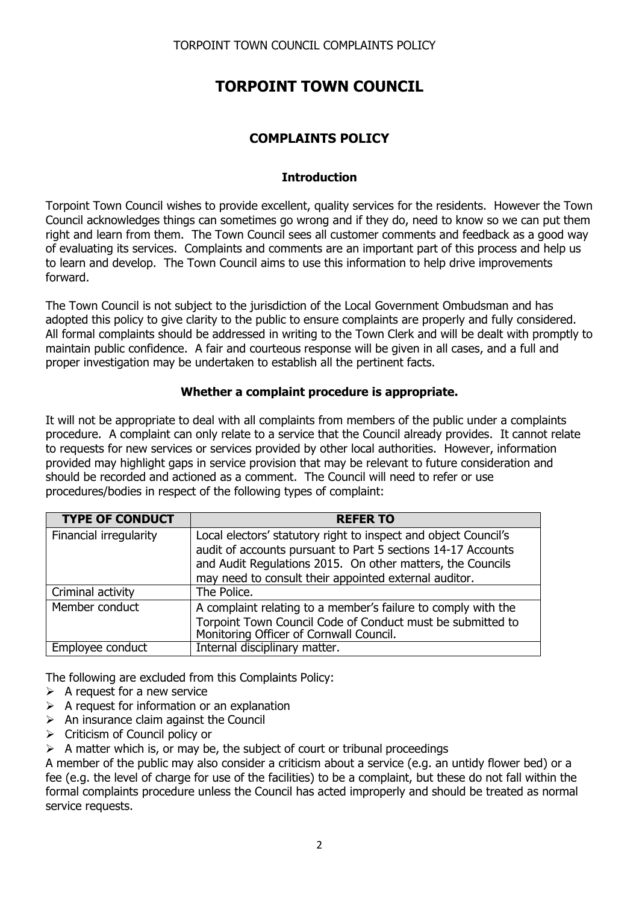# TORPOINT TOWN COUNCIL

## COMPLAINTS POLICY

### Introduction

Torpoint Town Council wishes to provide excellent, quality services for the residents. However the Town Council acknowledges things can sometimes go wrong and if they do, need to know so we can put them right and learn from them. The Town Council sees all customer comments and feedback as a good way of evaluating its services. Complaints and comments are an important part of this process and help us to learn and develop. The Town Council aims to use this information to help drive improvements forward.

The Town Council is not subject to the jurisdiction of the Local Government Ombudsman and has adopted this policy to give clarity to the public to ensure complaints are properly and fully considered. All formal complaints should be addressed in writing to the Town Clerk and will be dealt with promptly to maintain public confidence. A fair and courteous response will be given in all cases, and a full and proper investigation may be undertaken to establish all the pertinent facts.

### Whether a complaint procedure is appropriate.

It will not be appropriate to deal with all complaints from members of the public under a complaints procedure. A complaint can only relate to a service that the Council already provides. It cannot relate to requests for new services or services provided by other local authorities. However, information provided may highlight gaps in service provision that may be relevant to future consideration and should be recorded and actioned as a comment. The Council will need to refer or use procedures/bodies in respect of the following types of complaint:

| TYPE OF CONDUCT | REFER TO |
|---|---|
| Financial irregularity | Local electors' statutory right to inspect and object Council's audit of accounts pursuant to Part 5 sections 14-17 Accounts and Audit Regulations 2015. On other matters, the Councils may need to consult their appointed external auditor. |
| Criminal activity | The Police. |
| Member conduct | A complaint relating to a member's failure to comply with the Torpoint Town Council Code of Conduct must be submitted to Monitoring Officer of Cornwall Council. |
| Employee conduct | Internal disciplinary matter. |

The following are excluded from this Complaints Policy:

- A request for a new service
- A request for information or an explanation
- An insurance claim against the Council
- Criticism of Council policy or
- A matter which is, or may be, the subject of court or tribunal proceedings

A member of the public may also consider a criticism about a service (e.g. an untidy flower bed) or a fee (e.g. the level of charge for use of the facilities) to be a complaint, but these do not fall within the formal complaints procedure unless the Council has acted improperly and should be treated as normal service requests.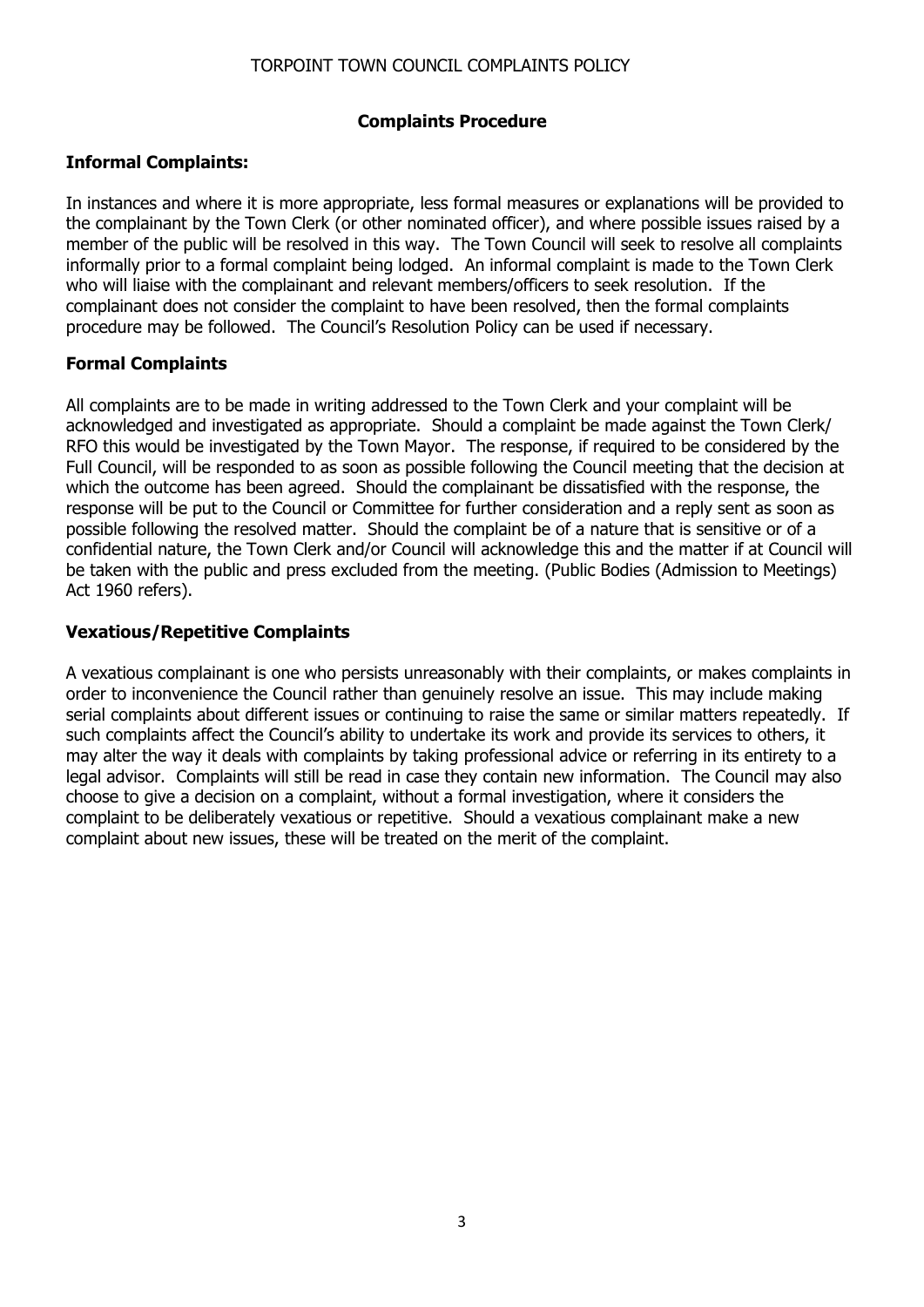TORPOINT TOWN COUNCIL COMPLAINTS POLICY

## Complaints Procedure

### Informal Complaints:

In instances and where it is more appropriate, less formal measures or explanations will be provided to the complainant by the Town Clerk (or other nominated officer), and where possible issues raised by a member of the public will be resolved in this way. The Town Council will seek to resolve all complaints informally prior to a formal complaint being lodged. An informal complaint is made to the Town Clerk who will liaise with the complainant and relevant members/officers to seek resolution. If the complainant does not consider the complaint to have been resolved, then the formal complaints procedure may be followed. The Council's Resolution Policy can be used if necessary.

### Formal Complaints

All complaints are to be made in writing addressed to the Town Clerk and your complaint will be acknowledged and investigated as appropriate. Should a complaint be made against the Town Clerk/ RFO this would be investigated by the Town Mayor. The response, if required to be considered by the Full Council, will be responded to as soon as possible following the Council meeting that the decision at which the outcome has been agreed. Should the complainant be dissatisfied with the response, the response will be put to the Council or Committee for further consideration and a reply sent as soon as possible following the resolved matter. Should the complaint be of a nature that is sensitive or of a confidential nature, the Town Clerk and/or Council will acknowledge this and the matter if at Council will be taken with the public and press excluded from the meeting. (Public Bodies (Admission to Meetings) Act 1960 refers).

### Vexatious/Repetitive Complaints

A vexatious complainant is one who persists unreasonably with their complaints, or makes complaints in order to inconvenience the Council rather than genuinely resolve an issue. This may include making serial complaints about different issues or continuing to raise the same or similar matters repeatedly. If such complaints affect the Council's ability to undertake its work and provide its services to others, it may alter the way it deals with complaints by taking professional advice or referring in its entirety to a legal advisor. Complaints will still be read in case they contain new information. The Council may also choose to give a decision on a complaint, without a formal investigation, where it considers the complaint to be deliberately vexatious or repetitive. Should a vexatious complainant make a new complaint about new issues, these will be treated on the merit of the complaint.